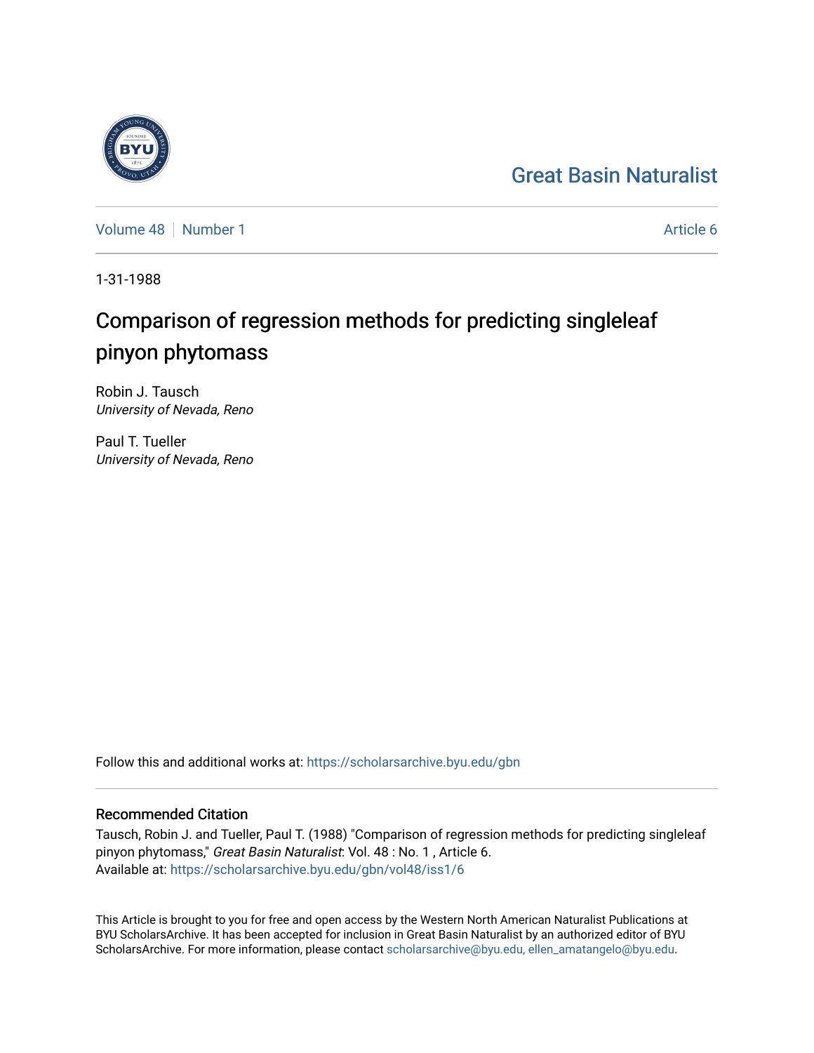Great Basin Naturalist

Volume 48 | Number 1

Article 6

1-31-1988

# Comparison of regression methods for predicting singleleaf pinyon phytomass

Robin J. Tausch
*University of Nevada, Reno*

Paul T. Tueller
*University of Nevada, Reno*

Follow this and additional works at: https://scholarsarchive.byu.edu/gbn

## Recommended Citation

Tausch, Robin J. and Tueller, Paul T. (1988) "Comparison of regression methods for predicting singleleaf pinyon phytomass," *Great Basin Naturalist*: Vol. 48 : No. 1 , Article 6.
Available at: https://scholarsarchive.byu.edu/gbn/vol48/iss1/6

This Article is brought to you for free and open access by the Western North American Naturalist Publications at BYU ScholarsArchive. It has been accepted for inclusion in Great Basin Naturalist by an authorized editor of BYU ScholarsArchive. For more information, please contact scholarsarchive@byu.edu, ellen_amatangelo@byu.edu.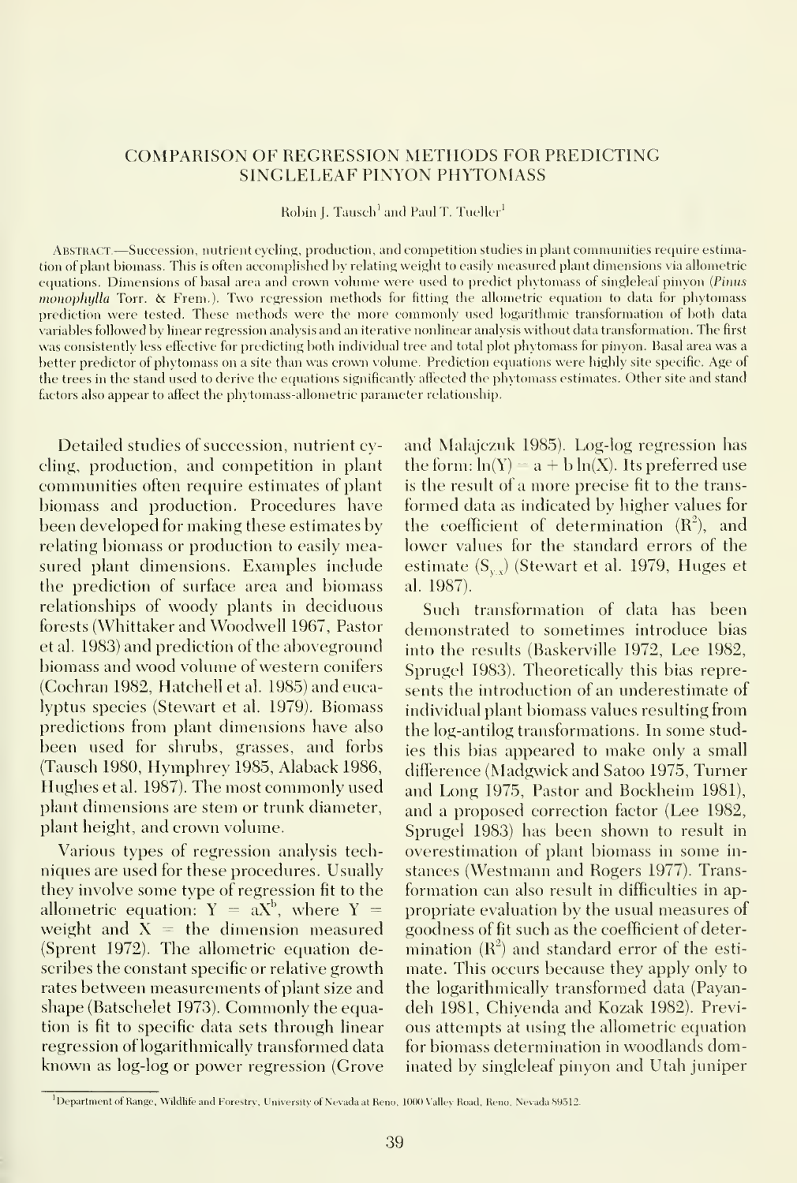# COMPARISON OF REGRESSION METHODS FOR PREDICTING SINGLELEAF PINYON PHYTOMASS

Robin J. Tausch[1] and Paul T. Tueller[1]

Abstract.—Succession, nutrient cycling, production, and competition studies in plant communities require estimation of plant biomass. This is often accomplished by relating weight to easily measured plant dimensions via allometric equations. Dimensions of basal area and crown volume were used to predict phytomass of singleleaf pinyon (*Pinus monophylla* Torr. & Frem.). Two regression methods for fitting the allometric equation to data for phytomass prediction were tested. These methods were the more commonly used logarithmic transformation of both data variables followed by linear regression analysis and an iterative nonlinear analysis without data transformation. The first was consistently less effective for predicting both individual tree and total plot phytomass for pinyon. Basal area was a better predictor of phytomass on a site than was crown volume. Prediction equations were highly site specific. Age of the trees in the stand used to derive the equations significantly affected the phytomass estimates. Other site and stand factors also appear to affect the phytomass-allometric parameter relationship.

Detailed studies of succession, nutrient cycling, production, and competition in plant communities often require estimates of plant biomass and production. Procedures have been developed for making these estimates by relating biomass or production to easily measured plant dimensions. Examples include the prediction of surface area and biomass relationships of woody plants in deciduous forests (Whittaker and Woodwell 1967, Pastor et al. 1983) and prediction of the aboveground biomass and wood volume of western conifers (Cochran 1982, Hatchell et al. 1985) and eucalyptus species (Stewart et al. 1979). Biomass predictions from plant dimensions have also been used for shrubs, grasses, and forbs (Tausch 1980, Hymphrey 1985, Alaback 1986, Hughes et al. 1987). The most commonly used plant dimensions are stem or trunk diameter, plant height, and crown volume.

Various types of regression analysis techniques are used for these procedures. Usually they involve some type of regression fit to the allometric equation: $Y = aX^b$, where $Y$ = weight and $X$ = the dimension measured (Sprent 1972). The allometric equation describes the constant specific or relative growth rates between measurements of plant size and shape (Batschelet 1973). Commonly the equation is fit to specific data sets through linear regression of logarithmically transformed data known as log-log or power regression (Grove and Malajczuk 1985). Log-log regression has the form: $\ln(Y) = a + b\ln(X)$. Its preferred use is the result of a more precise fit to the transformed data as indicated by higher values for the coefficient of determination ($R^2$), and lower values for the standard errors of the estimate ($S_{y.x}$) (Stewart et al. 1979, Huges et al. 1987).

Such transformation of data has been demonstrated to sometimes introduce bias into the results (Baskerville 1972, Lee 1982, Sprugel 1983). Theoretically this bias represents the introduction of an underestimate of individual plant biomass values resulting from the log-antilog transformations. In some studies this bias appeared to make only a small difference (Madgwick and Satoo 1975, Turner and Long 1975, Pastor and Bockheim 1981), and a proposed correction factor (Lee 1982, Sprugel 1983) has been shown to result in overestimation of plant biomass in some instances (Westmann and Rogers 1977). Transformation can also result in difficulties in appropriate evaluation by the usual measures of goodness of fit such as the coefficient of determination ($R^2$) and standard error of the estimate. This occurs because they apply only to the logarithmically transformed data (Payandeh 1981, Chiyenda and Kozak 1982). Previous attempts at using the allometric equation for biomass determination in woodlands dominated by singleleaf pinyon and Utah juniper

[1]Department of Range, Wildlife and Forestry, University of Nevada at Reno, 1000 Valley Road, Reno, Nevada 89512.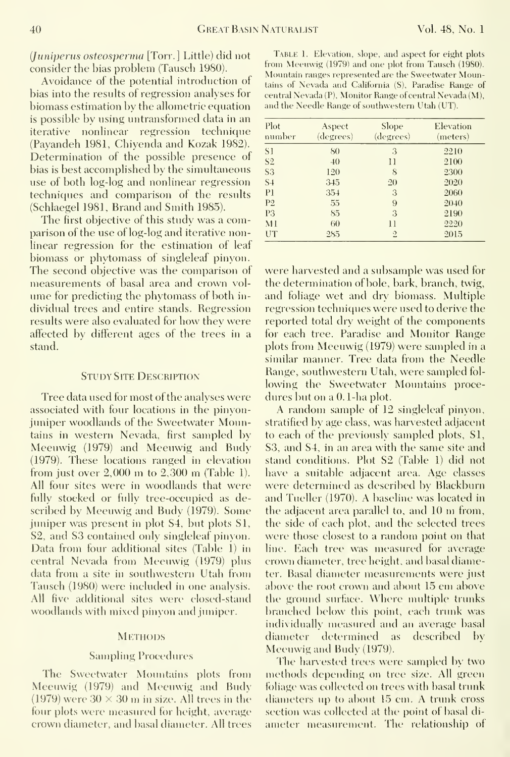(*Juniperus osteosperma* [Torr.] Little) did not consider the bias problem (Tausch 1980).

Avoidance of the potential introduction of bias into the results of regression analyses for biomass estimation by the allometric equation is possible by using untransformed data in an iterative nonlinear regression technique (Payandeh 1981, Chiyenda and Kozak 1982). Determination of the possible presence of bias is best accomplished by the simultaneous use of both log-log and nonlinear regression techniques and comparison of the results (Schlaegel 1981, Brand and Smith 1985).

The first objective of this study was a comparison of the use of log-log and iterative nonlinear regression for the estimation of leaf biomass or phytomass of singleleaf pinyon. The second objective was the comparison of measurements of basal area and crown volume for predicting the phytomass of both individual trees and entire stands. Regression results were also evaluated for how they were affected by different ages of the trees in a stand.

## Study Site Description

Tree data used for most of the analyses were associated with four locations in the pinyon-juniper woodlands of the Sweetwater Mountains in western Nevada, first sampled by Meeuwig (1979) and Meeuwig and Budy (1979). These locations ranged in elevation from just over 2,000 m to 2,300 m (Table 1). All four sites were in woodlands that were fully stocked or fully tree-occupied as described by Meeuwig and Budy (1979). Some juniper was present in plot S4, but plots S1, S2, and S3 contained only singleleaf pinyon. Data from four additional sites (Table 1) in central Nevada from Meeuwig (1979) plus data from a site in southwestern Utah from Tausch (1980) were included in one analysis. All five additional sites were closed-stand woodlands with mixed pinyon and juniper.

Table 1. Elevation, slope, and aspect for eight plots from Meeuwig (1979) and one plot from Tausch (1980). Mountain ranges represented are the Sweetwater Mountains of Nevada and California (S), Paradise Range of central Nevada (P), Monitor Range of central Nevada (M), and the Needle Range of southwestern Utah (UT).

| Plot number | Aspect (degrees) | Slope (degrees) | Elevation (meters) |
|---|---|---|---|
| S1 | 80 | 3 | 2210 |
| S2 | 40 | 11 | 2100 |
| S3 | 120 | 8 | 2300 |
| S4 | 345 | 20 | 2020 |
| P1 | 354 | 3 | 2060 |
| P2 | 55 | 9 | 2040 |
| P3 | 85 | 3 | 2190 |
| M1 | 60 | 11 | 2220 |
| UT | 285 | 2 | 2015 |

## Methods

### Sampling Procedures

The Sweetwater Mountains plots from Meeuwig (1979) and Meeuwig and Budy (1979) were 30 × 30 m in size. All trees in the four plots were measured for height, average crown diameter, and basal diameter. All trees were harvested and a subsample was used for the determination of bole, bark, branch, twig, and foliage wet and dry biomass. Multiple regression techniques were used to derive the reported total dry weight of the components for each tree. Paradise and Monitor Range plots from Meeuwig (1979) were sampled in a similar manner. Tree data from the Needle Range, southwestern Utah, were sampled following the Sweetwater Mountains procedures but on a 0.1-ha plot.

A random sample of 12 singleleaf pinyon, stratified by age class, was harvested adjacent to each of the previously sampled plots, S1, S3, and S4, in an area with the same site and stand conditions. Plot S2 (Table 1) did not have a suitable adjacent area. Age classes were determined as described by Blackburn and Tueller (1970). A baseline was located in the adjacent area parallel to, and 10 m from, the side of each plot, and the selected trees were those closest to a random point on that line. Each tree was measured for average crown diameter, tree height, and basal diameter. Basal diameter measurements were just above the root crown and about 15 cm above the ground surface. Where multiple trunks branched below this point, each trunk was individually measured and an average basal diameter determined as described by Meeuwig and Budy (1979).

The harvested trees were sampled by two methods depending on tree size. All green foliage was collected on trees with basal trunk diameters up to about 15 cm. A trunk cross section was collected at the point of basal diameter measurement. The relationship of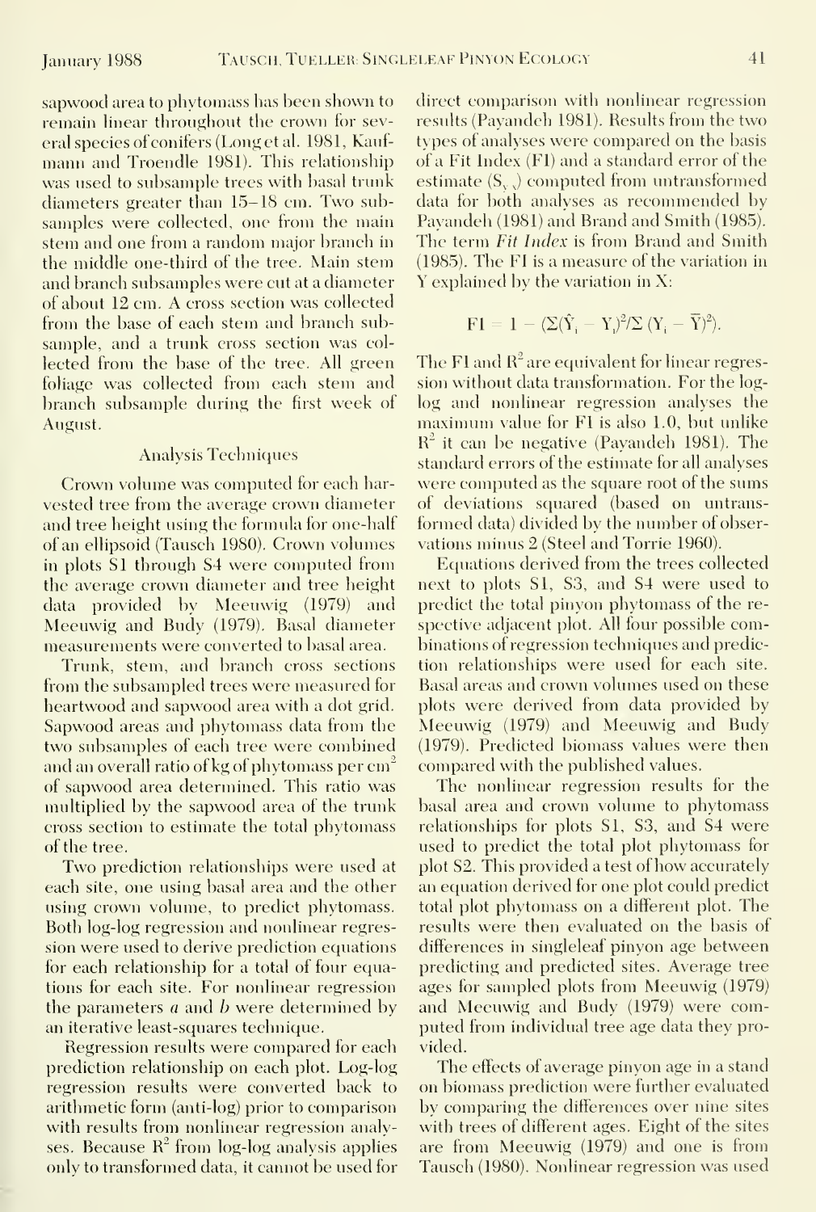sapwood area to phytomass has been shown to remain linear throughout the crown for several species of conifers (Long et al. 1981, Kaufmann and Troendle 1981). This relationship was used to subsample trees with basal trunk diameters greater than 15–18 cm. Two subsamples were collected, one from the main stem and one from a random major branch in the middle one-third of the tree. Main stem and branch subsamples were cut at a diameter of about 12 cm. A cross section was collected from the base of each stem and branch subsample, and a trunk cross section was collected from the base of the tree. All green foliage was collected from each stem and branch subsample during the first week of August.

### Analysis Techniques

Crown volume was computed for each harvested tree from the average crown diameter and tree height using the formula for one-half of an ellipsoid (Tausch 1980). Crown volumes in plots S1 through S4 were computed from the average crown diameter and tree height data provided by Meeuwig (1979) and Meeuwig and Budy (1979). Basal diameter measurements were converted to basal area.

Trunk, stem, and branch cross sections from the subsampled trees were measured for heartwood and sapwood area with a dot grid. Sapwood areas and phytomass data from the two subsamples of each tree were combined and an overall ratio of kg of phytomass per $cm^2$ of sapwood area determined. This ratio was multiplied by the sapwood area of the trunk cross section to estimate the total phytomass of the tree.

Two prediction relationships were used at each site, one using basal area and the other using crown volume, to predict phytomass. Both log-log regression and nonlinear regression were used to derive prediction equations for each relationship for a total of four equations for each site. For nonlinear regression the parameters $a$ and $b$ were determined by an iterative least-squares technique.

Regression results were compared for each prediction relationship on each plot. Log-log regression results were converted back to arithmetic form (anti-log) prior to comparison with results from nonlinear regression analyses. Because $R^2$ from log-log analysis applies only to transformed data, it cannot be used for direct comparison with nonlinear regression results (Payandeh 1981). Results from the two types of analyses were compared on the basis of a Fit Index (FI) and a standard error of the estimate ($S_{y.x}$) computed from untransformed data for both analyses as recommended by Payandeh (1981) and Brand and Smith (1985). The term *Fit Index* is from Brand and Smith (1985). The FI is a measure of the variation in Y explained by the variation in X:

$$FI = 1 - (\Sigma(\hat{Y}_i - Y_i)^2 / \Sigma (Y_i - \bar{Y})^2).$$

The FI and $R^2$ are equivalent for linear regression without data transformation. For the log-log and nonlinear regression analyses the maximum value for FI is also 1.0, but unlike $R^2$ it can be negative (Payandeh 1981). The standard errors of the estimate for all analyses were computed as the square root of the sums of deviations squared (based on untransformed data) divided by the number of observations minus 2 (Steel and Torrie 1960).

Equations derived from the trees collected next to plots S1, S3, and S4 were used to predict the total pinyon phytomass of the respective adjacent plot. All four possible combinations of regression techniques and prediction relationships were used for each site. Basal areas and crown volumes used on these plots were derived from data provided by Meeuwig (1979) and Meeuwig and Budy (1979). Predicted biomass values were then compared with the published values.

The nonlinear regression results for the basal area and crown volume to phytomass relationships for plots S1, S3, and S4 were used to predict the total plot phytomass for plot S2. This provided a test of how accurately an equation derived for one plot could predict total plot phytomass on a different plot. The results were then evaluated on the basis of differences in singleleaf pinyon age between predicting and predicted sites. Average tree ages for sampled plots from Meeuwig (1979) and Meeuwig and Budy (1979) were computed from individual tree age data they provided.

The effects of average pinyon age in a stand on biomass prediction were further evaluated by comparing the differences over nine sites with trees of different ages. Eight of the sites are from Meeuwig (1979) and one is from Tausch (1980). Nonlinear regression was used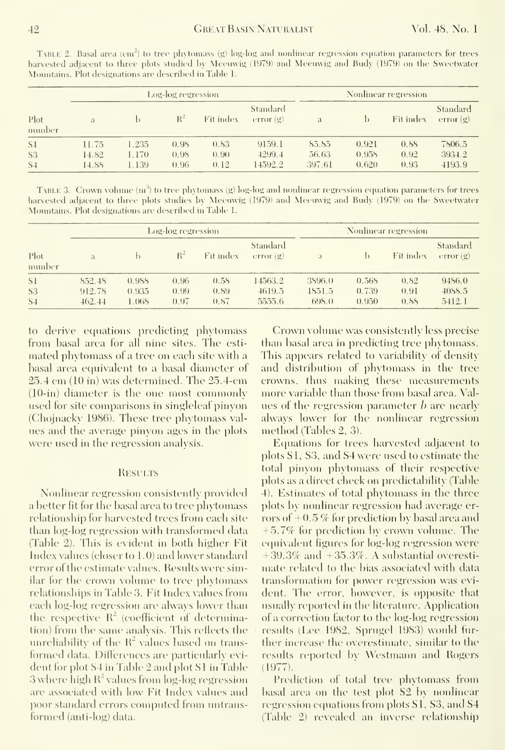TABLE 2. Basal area ($cm^2$) to tree phytomass (g) log-log and nonlinear regression equation parameters for trees harvested adjacent to three plots studied by Meeuwig (1979) and Meeuwig and Budy (1979) on the Sweetwater Mountains. Plot designations are described in Table 1.

| Plot number | Log-log regression | | | | | Nonlinear regression | | | |
|---|---|---|---|---|---|---|---|---|---|
| | a | b | $R^2$ | Fit index | Standard error (g) | a | b | Fit index | Standard error (g) |
| S1 | 11.75 | 1.235 | 0.98 | 0.83 | 9159.1 | 85.85 | 0.921 | 0.88 | 7806.5 |
| S3 | 14.82 | 1.170 | 0.98 | 0.90 | 4299.4 | 56.63 | 0.958 | 0.92 | 3934.2 |
| S4 | 14.88 | 1.139 | 0.96 | 0.12 | 14592.2 | 397.61 | 0.620 | 0.93 | 4193.9 |

TABLE 3. Crown volume ($m^3$) to tree phytomass (g) log-log and nonlinear regression equation parameters for trees harvested adjacent to three plots studies by Meeuwig (1979) and Meeuwig and Budy (1979) on the Sweetwater Mountains. Plot designations are described in Table 1.

| Plot number | Log-log regression | | | | | Nonlinear regression | | | |
|---|---|---|---|---|---|---|---|---|---|
| | a | b | $R^2$ | Fit index | Standard error (g) | a | b | Fit index | Standard error (g) |
| S1 | 852.48 | 0.988 | 0.96 | 0.58 | 14563.2 | 3896.0 | 0.568 | 0.82 | 9486.0 |
| S3 | 912.78 | 0.935 | 0.99 | 0.89 | 4619.5 | 1851.5 | 0.739 | 0.91 | 4088.5 |
| S4 | 462.44 | 1.068 | 0.97 | 0.87 | 5555.6 | 698.0 | 0.950 | 0.88 | 5412.1 |

to derive equations predicting phytomass from basal area for all nine sites. The estimated phytomass of a tree on each site with a basal area equivalent to a basal diameter of 25.4 cm (10 in) was determined. The 25.4-cm (10-in) diameter is the one most commonly used for site comparisons in singleleaf pinyon (Chojnacky 1986). These tree phytomass values and the average pinyon ages in the plots were used in the regression analysis.

## Results

Nonlinear regression consistently provided a better fit for the basal area to tree phytomass relationship for harvested trees from each site than log-log regression with transformed data (Table 2). This is evident in both higher Fit Index values (closer to 1.0) and lower standard error of the estimate values. Results were similar for the crown volume to tree phytomass relationships in Table 3. Fit Index values from each log-log regression are always lower than the respective $R^2$ (coefficient of determination) from the same analysis. This reflects the unreliability of the $R^2$ values based on transformed data. Differences are particularly evident for plot S4 in Table 2 and plot S1 in Table 3 where high $R^2$ values from log-log regression are associated with low Fit Index values and poor standard errors computed from untransformed (anti-log) data.

Crown volume was consistently less precise than basal area in predicting tree phytomass. This appears related to variability of density and distribution of phytomass in the tree crowns, thus making these measurements more variable than those from basal area. Values of the regression parameter *b* are nearly always lower for the nonlinear regression method (Tables 2, 3).

Equations for trees harvested adjacent to plots S1, S3, and S4 were used to estimate the total pinyon phytomass of their respective plots as a direct check on predictability (Table 4). Estimates of total phytomass in the three plots by nonlinear regression had average errors of +0.5% for prediction by basal area and +5.7% for prediction by crown volume. The equivalent figures for log-log regression were +39.3% and +35.3%. A substantial overestimate related to the bias associated with data transformation for power regression was evident. The error, however, is opposite that usually reported in the literature. Application of a correction factor to the log-log regression results (Lee 1982, Sprugel 1983) would further increase the overestimate, similar to the results reported by Westmann and Rogers (1977).

Prediction of total tree phytomass from basal area on the test plot S2 by nonlinear regression equations from plots S1, S3, and S4 (Table 2) revealed an inverse relationship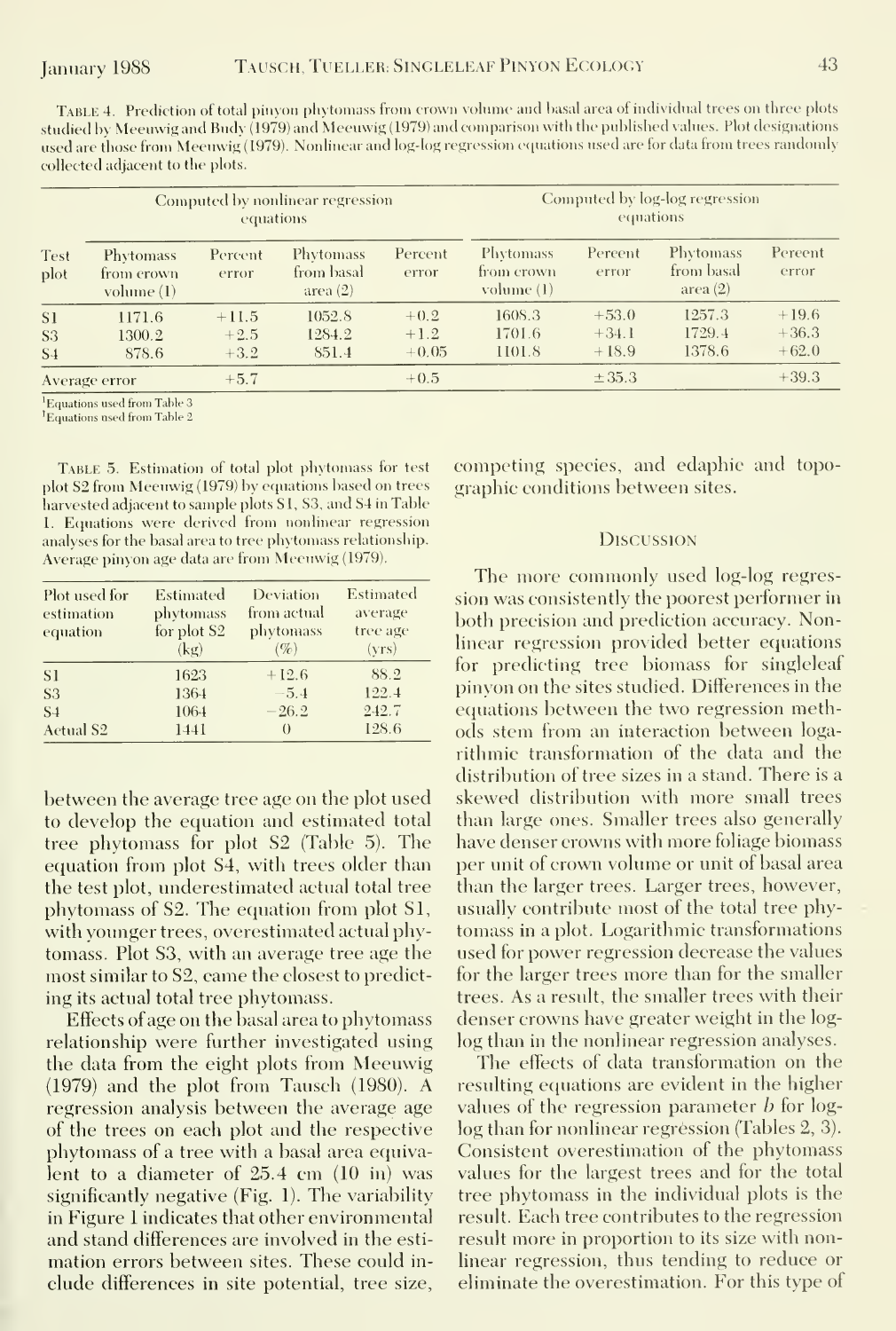Table 4. Prediction of total pinyon phytomass from crown volume and basal area of individual trees on three plots studied by Meeuwig and Budy (1979) and Meeuwig (1979) and comparison with the published values. Plot designations used are those from Meeuwig (1979). Nonlinear and log-log regression equations used are for data from trees randomly collected adjacent to the plots.

| Test plot | Computed by nonlinear regression equations | | | | Computed by log-log regression equations | | | |
|---|---|---|---|---|---|---|---|---|
| | Phytomass from crown volume (1) | Percent error | Phytomass from basal area (2) | Percent error | Phytomass from crown volume (1) | Percent error | Phytomass from basal area (2) | Percent error |
| S1 | 1171.6 | +11.5 | 1052.8 | +0.2 | 1608.3 | +53.0 | 1257.3 | +19.6 |
| S3 | 1300.2 | +2.5 | 1284.2 | +1.2 | 1701.6 | +34.1 | 1729.4 | +36.3 |
| S4 | 878.6 | +3.2 | 851.4 | +0.05 | 1101.8 | +18.9 | 1378.6 | +62.0 |
| Average error | | +5.7 | | +0.5 | | ±35.3 | | +39.3 |

[1]Equations used from Table 3
[2]Equations used from Table 2

Table 5. Estimation of total plot phytomass for test plot S2 from Meeuwig (1979) by equations based on trees harvested adjacent to sample plots S1, S3, and S4 in Table 1. Equations were derived from nonlinear regression analyses for the basal area to tree phytomass relationship. Average pinyon age data are from Meeuwig (1979).

| Plot used for estimation equation | Estimated phytomass for plot S2 (kg) | Deviation from actual phytomass (%) | Estimated average tree age (yrs) |
|---|---|---|---|
| S1 | 1623 | +12.6 | 88.2 |
| S3 | 1364 | −5.4 | 122.4 |
| S4 | 1064 | −26.2 | 242.7 |
| Actual S2 | 1441 | 0 | 128.6 |

between the average tree age on the plot used to develop the equation and estimated total tree phytomass for plot S2 (Table 5). The equation from plot S4, with trees older than the test plot, underestimated actual total tree phytomass of S2. The equation from plot S1, with younger trees, overestimated actual phytomass. Plot S3, with an average tree age the most similar to S2, came the closest to predicting its actual total tree phytomass.

Effects of age on the basal area to phytomass relationship were further investigated using the data from the eight plots from Meeuwig (1979) and the plot from Tausch (1980). A regression analysis between the average age of the trees on each plot and the respective phytomass of a tree with a basal area equivalent to a diameter of 25.4 cm (10 in) was significantly negative (Fig. 1). The variability in Figure 1 indicates that other environmental and stand differences are involved in the estimation errors between sites. These could include differences in site potential, tree size, competing species, and edaphic and topographic conditions between sites.

## Discussion

The more commonly used log-log regression was consistently the poorest performer in both precision and prediction accuracy. Nonlinear regression provided better equations for predicting tree biomass for singleleaf pinyon on the sites studied. Differences in the equations between the two regression methods stem from an interaction between logarithmic transformation of the data and the distribution of tree sizes in a stand. There is a skewed distribution with more small trees than large ones. Smaller trees also generally have denser crowns with more foliage biomass per unit of crown volume or unit of basal area than the larger trees. Larger trees, however, usually contribute most of the total tree phytomass in a plot. Logarithmic transformations used for power regression decrease the values for the larger trees more than for the smaller trees. As a result, the smaller trees with their denser crowns have greater weight in the log-log than in the nonlinear regression analyses.

The effects of data transformation on the resulting equations are evident in the higher values of the regression parameter $b$ for log-log than for nonlinear regression (Tables 2, 3). Consistent overestimation of the phytomass values for the largest trees and for the total tree phytomass in the individual plots is the result. Each tree contributes to the regression result more in proportion to its size with nonlinear regression, thus tending to reduce or eliminate the overestimation. For this type of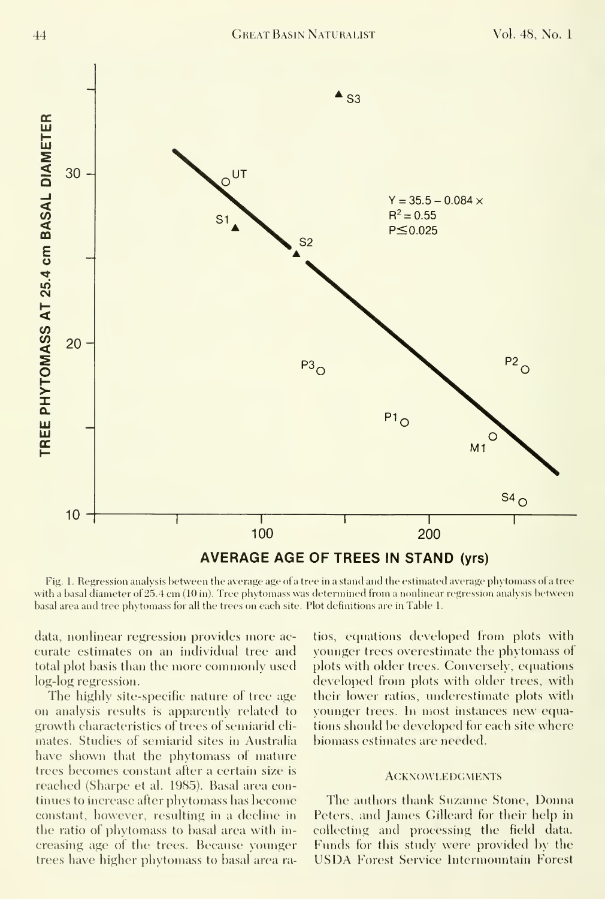Fig. 1. Regression analysis between the average age of a tree in a stand and the estimated average phytomass of a tree with a basal diameter of 25.4 cm (10 in). Tree phytomass was determined from a nonlinear regression analysis between basal area and tree phytomass for all the trees on each site. Plot definitions are in Table 1.

data, nonlinear regression provides more accurate estimates on an individual tree and total plot basis than the more commonly used log-log regression.

The highly site-specific nature of tree age on analysis results is apparently related to growth characteristics of trees of semiarid climates. Studies of semiarid sites in Australia have shown that the phytomass of mature trees becomes constant after a certain size is reached (Sharpe et al. 1985). Basal area continues to increase after phytomass has become constant, however, resulting in a decline in the ratio of phytomass to basal area with increasing age of the trees. Because younger trees have higher phytomass to basal area ratios, equations developed from plots with younger trees overestimate the phytomass of plots with older trees. Conversely, equations developed from plots with older trees, with their lower ratios, underestimate plots with younger trees. In most instances new equations should be developed for each site where biomass estimates are needed.

## Acknowledgments

The authors thank Suzanne Stone, Donna Peters, and James Gilleard for their help in collecting and processing the field data. Funds for this study were provided by the USDA Forest Service Intermountain Forest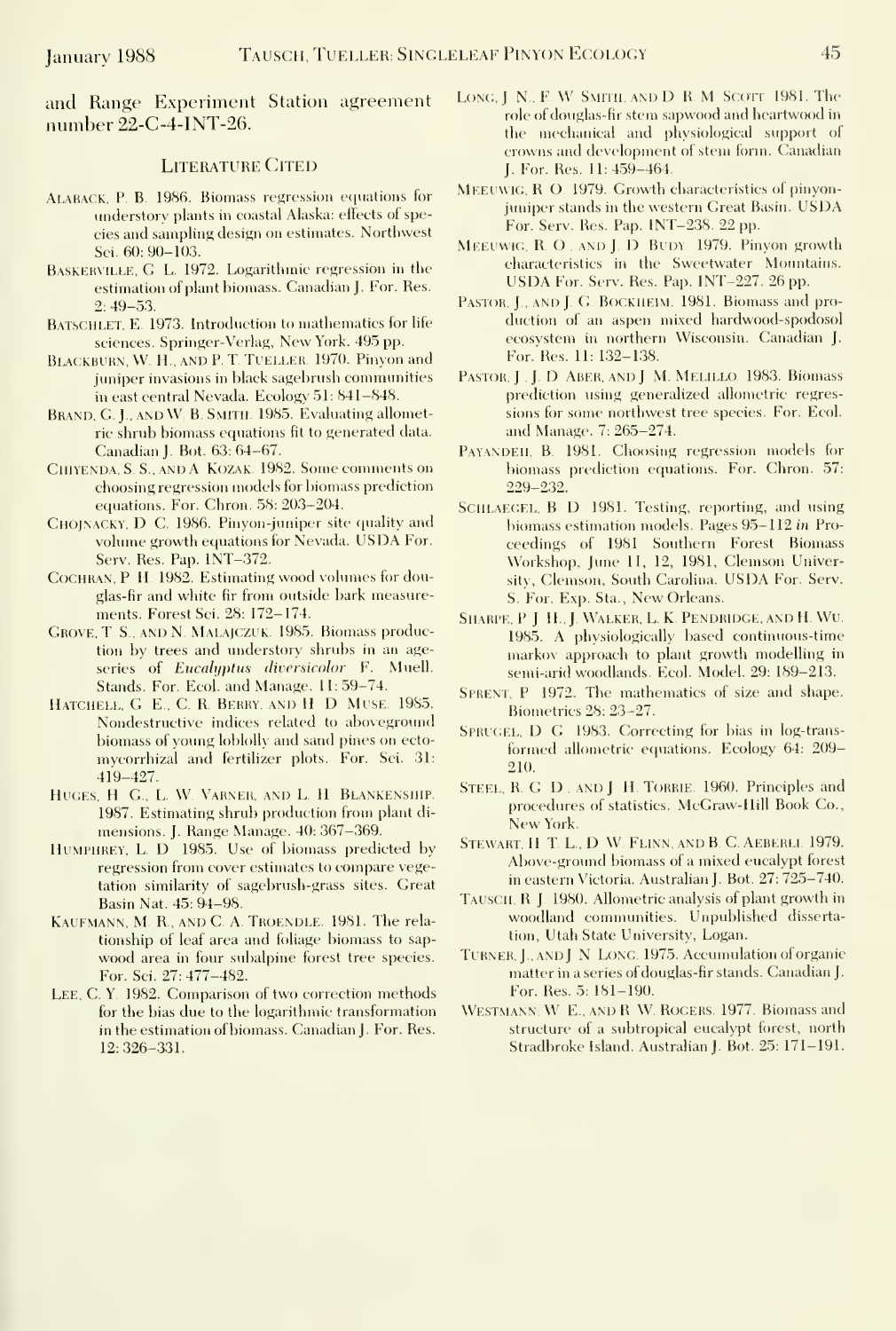and Range Experiment Station agreement number 22-C-4-INT-26.

## Literature Cited

Alaback, P. B. 1986. Biomass regression equations for understory plants in coastal Alaska: effects of species and sampling design on estimates. Northwest Sci. 60: 90–103.

Baskerville, G. L. 1972. Logarithmic regression in the estimation of plant biomass. Canadian J. For. Res. 2: 49–53.

Batschlet, E. 1973. Introduction to mathematics for life sciences. Springer-Verlag, New York. 495 pp.

Blackburn, W. H., and P. T. Tueller. 1970. Pinyon and juniper invasions in black sagebrush communities in east central Nevada. Ecology 51: 841–848.

Brand, G. J., and W. B. Smith. 1985. Evaluating allometric shrub biomass equations fit to generated data. Canadian J. Bot. 63: 64–67.

Chiyenda, S. S., and A. Kozak. 1982. Some comments on choosing regression models for biomass prediction equations. For. Chron. 58: 203–204.

Chojnacky, D. C. 1986. Pinyon-juniper site quality and volume growth equations for Nevada. USDA For. Serv. Res. Pap. INT–372.

Cochran, P. H. 1982. Estimating wood volumes for douglas-fir and white fir from outside bark measurements. Forest Sci. 28: 172–174.

Grove, T. S., and N. Malajczuk. 1985. Biomass production by trees and understory shrubs in an age-series of *Eucalyptus diversicolor* F. Muell. Stands. For. Ecol. and Manage. 11: 59–74.

Hatchell, G. E., C. R. Berry, and H. D. Muse. 1985. Nondestructive indices related to aboveground biomass of young loblolly and sand pines on ectomycorrhizal and fertilizer plots. For. Sci. 31: 419–427.

Huges, H. G., L. W. Varner, and L. H. Blankenship. 1987. Estimating shrub production from plant dimensions. J. Range Manage. 40: 367–369.

Humphrey, L. D. 1985. Use of biomass predicted by regression from cover estimates to compare vegetation similarity of sagebrush-grass sites. Great Basin Nat. 45: 94–98.

Kaufmann, M. R., and C. A. Troendle. 1981. The relationship of leaf area and foliage biomass to sapwood area in four subalpine forest tree species. For. Sci. 27: 477–482.

Lee, C. Y. 1982. Comparison of two correction methods for the bias due to the logarithmic transformation in the estimation of biomass. Canadian J. For. Res. 12: 326–331.

Long, J. N., F. W. Smith, and D. R. M. Scott. 1981. The role of douglas-fir stem sapwood and heartwood in the mechanical and physiological support of crowns and development of stem form. Canadian J. For. Res. 11: 459–464.

Meeuwig, R. O. 1979. Growth characteristics of pinyon-juniper stands in the western Great Basin. USDA For. Serv. Res. Pap. INT–238. 22 pp.

Meeuwig, R. O., and J. D. Budy. 1979. Pinyon growth characteristics in the Sweetwater Mountains. USDA For. Serv. Res. Pap. INT–227. 26 pp.

Pastor, J., and J. G. Bockheim. 1981. Biomass and production of an aspen mixed hardwood-spodosol ecosystem in northern Wisconsin. Canadian J. For. Res. 11: 132–138.

Pastor, J., J. D. Aber, and J. M. Melillo. 1983. Biomass prediction using generalized allometric regressions for some northwest tree species. For. Ecol. and Manage. 7: 265–274.

Payandeh, B. 1981. Choosing regression models for biomass prediction equations. For. Chron. 57: 229–232.

Schlaegel, B. D. 1981. Testing, reporting, and using biomass estimation models. Pages 95–112 *in* Proceedings of 1981 Southern Forest Biomass Workshop, June 11, 12, 1981, Clemson University, Clemson, South Carolina. USDA For. Serv. S. For. Exp. Sta., New Orleans.

Sharpe, P. J. H., J. Walker, L. K. Pendridge, and H. Wu. 1985. A physiologically based continuous-time markov approach to plant growth modelling in semi-arid woodlands. Ecol. Model. 29: 189–213.

Sprent, P. 1972. The mathematics of size and shape. Biometrics 28: 23–27.

Sprugel, D. G. 1983. Correcting for bias in log-transformed allometric equations. Ecology 64: 209–210.

Steel, R. G. D., and J. H. Torrie. 1960. Principles and procedures of statistics. McGraw-Hill Book Co., New York.

Stewart, H. T. L., D. W. Flinn, and B. C. Aeberli. 1979. Above-ground biomass of a mixed eucalypt forest in eastern Victoria. Australian J. Bot. 27: 725–740.

Tausch, R. J. 1980. Allometric analysis of plant growth in woodland communities. Unpublished dissertation, Utah State University, Logan.

Turner, J., and J. N. Long. 1975. Accumulation of organic matter in a series of douglas-fir stands. Canadian J. For. Res. 5: 181–190.

Westmann, W. E., and R. W. Rogers. 1977. Biomass and structure of a subtropical eucalypt forest, north Stradbroke Island. Australian J. Bot. 25: 171–191.